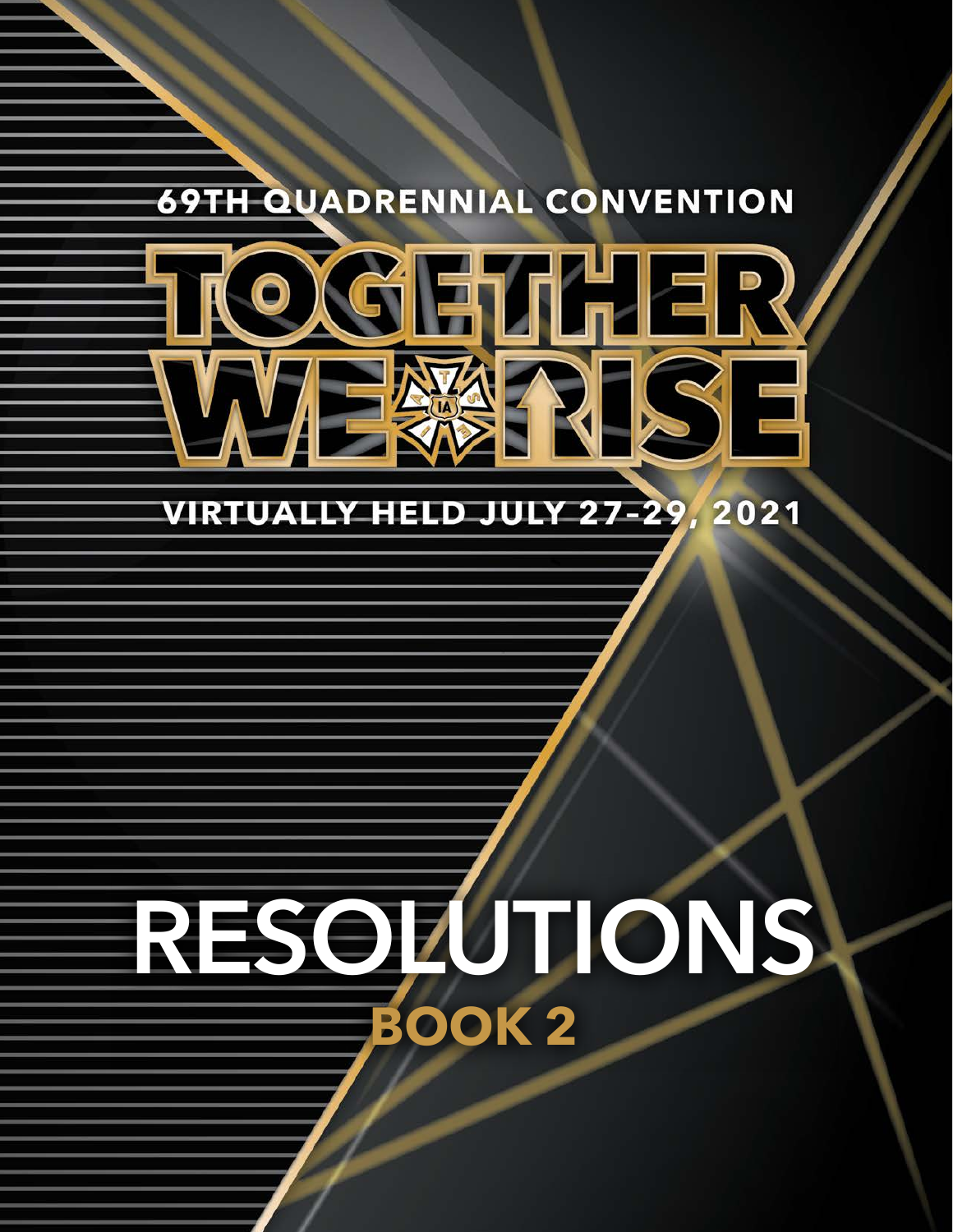69TH QUADRENNIAL CONVENTION

# TOGETHER WE RISE

VIRTUALLY HELD JULY 27–29, 2021

# RESOLUTIONS

## BOOK 2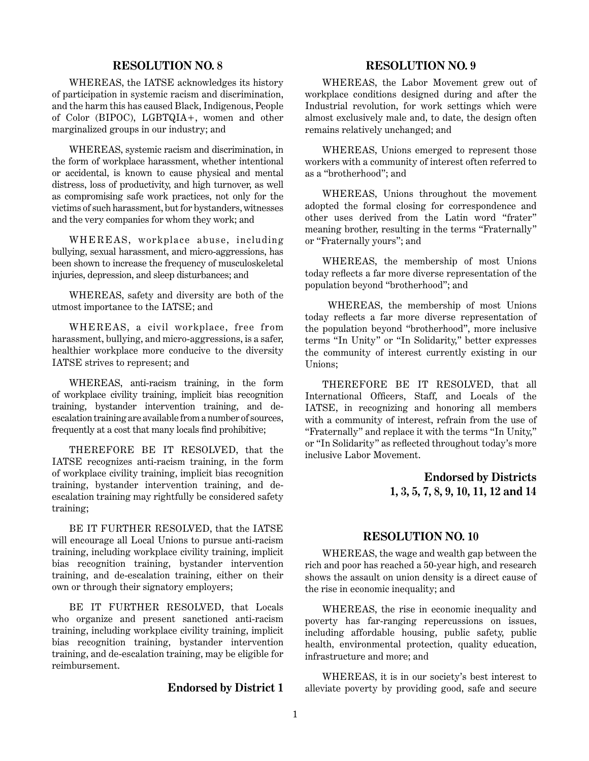## RESOLUTION NO. 8

WHEREAS, the IATSE acknowledges its history of participation in systemic racism and discrimination, and the harm this has caused Black, Indigenous, People of Color (BIPOC), LGBTQIA+, women and other marginalized groups in our industry; and

WHEREAS, systemic racism and discrimination, in the form of workplace harassment, whether intentional or accidental, is known to cause physical and mental distress, loss of productivity, and high turnover, as well as compromising safe work practices, not only for the victims of such harassment, but for bystanders, witnesses and the very companies for whom they work; and

WHEREAS, workplace abuse, including bullying, sexual harassment, and micro-aggressions, has been shown to increase the frequency of musculoskeletal injuries, depression, and sleep disturbances; and

WHEREAS, safety and diversity are both of the utmost importance to the IATSE; and

WHEREAS, a civil workplace, free from harassment, bullying, and micro-aggressions, is a safer, healthier workplace more conducive to the diversity IATSE strives to represent; and

WHEREAS, anti-racism training, in the form of workplace civility training, implicit bias recognition training, bystander intervention training, and de-escalation training are available from a number of sources, frequently at a cost that many locals find prohibitive;

THEREFORE BE IT RESOLVED, that the IATSE recognizes anti-racism training, in the form of workplace civility training, implicit bias recognition training, bystander intervention training, and de-escalation training may rightfully be considered safety training;

BE IT FURTHER RESOLVED, that the IATSE will encourage all Local Unions to pursue anti-racism training, including workplace civility training, implicit bias recognition training, bystander intervention training, and de-escalation training, either on their own or through their signatory employers;

BE IT FURTHER RESOLVED, that Locals who organize and present sanctioned anti-racism training, including workplace civility training, implicit bias recognition training, bystander intervention training, and de-escalation training, may be eligible for reimbursement.

**Endorsed by District 1**

## RESOLUTION NO. 9

WHEREAS, the Labor Movement grew out of workplace conditions designed during and after the Industrial revolution, for work settings which were almost exclusively male and, to date, the design often remains relatively unchanged; and

WHEREAS, Unions emerged to represent those workers with a community of interest often referred to as a "brotherhood"; and

WHEREAS, Unions throughout the movement adopted the formal closing for correspondence and other uses derived from the Latin word "frater" meaning brother, resulting in the terms "Fraternally" or "Fraternally yours"; and

WHEREAS, the membership of most Unions today reflects a far more diverse representation of the population beyond "brotherhood"; and

WHEREAS, the membership of most Unions today reflects a far more diverse representation of the population beyond "brotherhood", more inclusive terms "In Unity" or "In Solidarity," better expresses the community of interest currently existing in our Unions;

THEREFORE BE IT RESOLVED, that all International Officers, Staff, and Locals of the IATSE, in recognizing and honoring all members with a community of interest, refrain from the use of "Fraternally" and replace it with the terms "In Unity," or "In Solidarity" as reflected throughout today's more inclusive Labor Movement.

**Endorsed by Districts 1, 3, 5, 7, 8, 9, 10, 11, 12 and 14**

## RESOLUTION NO. 10

WHEREAS, the wage and wealth gap between the rich and poor has reached a 50-year high, and research shows the assault on union density is a direct cause of the rise in economic inequality; and

WHEREAS, the rise in economic inequality and poverty has far-ranging repercussions on issues, including affordable housing, public safety, public health, environmental protection, quality education, infrastructure and more; and

WHEREAS, it is in our society's best interest to alleviate poverty by providing good, safe and secure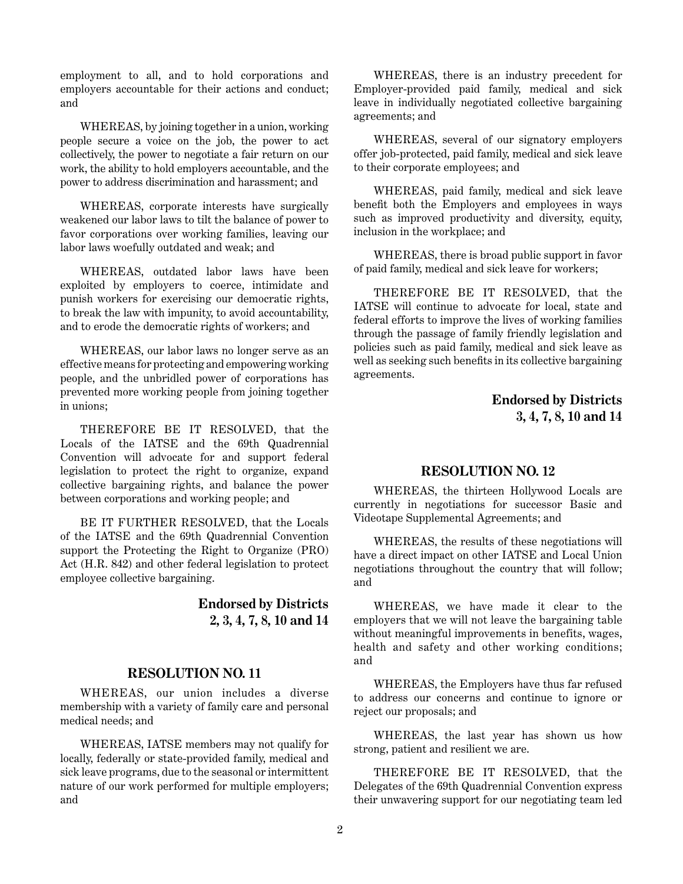employment to all, and to hold corporations and employers accountable for their actions and conduct; and

WHEREAS, by joining together in a union, working people secure a voice on the job, the power to act collectively, the power to negotiate a fair return on our work, the ability to hold employers accountable, and the power to address discrimination and harassment; and

WHEREAS, corporate interests have surgically weakened our labor laws to tilt the balance of power to favor corporations over working families, leaving our labor laws woefully outdated and weak; and

WHEREAS, outdated labor laws have been exploited by employers to coerce, intimidate and punish workers for exercising our democratic rights, to break the law with impunity, to avoid accountability, and to erode the democratic rights of workers; and

WHEREAS, our labor laws no longer serve as an effective means for protecting and empowering working people, and the unbridled power of corporations has prevented more working people from joining together in unions;

THEREFORE BE IT RESOLVED, that the Locals of the IATSE and the 69th Quadrennial Convention will advocate for and support federal legislation to protect the right to organize, expand collective bargaining rights, and balance the power between corporations and working people; and

BE IT FURTHER RESOLVED, that the Locals of the IATSE and the 69th Quadrennial Convention support the Protecting the Right to Organize (PRO) Act (H.R. 842) and other federal legislation to protect employee collective bargaining.

**Endorsed by Districts 2, 3, 4, 7, 8, 10 and 14**

## RESOLUTION NO. 11

WHEREAS, our union includes a diverse membership with a variety of family care and personal medical needs; and

WHEREAS, IATSE members may not qualify for locally, federally or state-provided family, medical and sick leave programs, due to the seasonal or intermittent nature of our work performed for multiple employers; and

WHEREAS, there is an industry precedent for Employer-provided paid family, medical and sick leave in individually negotiated collective bargaining agreements; and

WHEREAS, several of our signatory employers offer job-protected, paid family, medical and sick leave to their corporate employees; and

WHEREAS, paid family, medical and sick leave benefit both the Employers and employees in ways such as improved productivity and diversity, equity, inclusion in the workplace; and

WHEREAS, there is broad public support in favor of paid family, medical and sick leave for workers;

THEREFORE BE IT RESOLVED, that the IATSE will continue to advocate for local, state and federal efforts to improve the lives of working families through the passage of family friendly legislation and policies such as paid family, medical and sick leave as well as seeking such benefits in its collective bargaining agreements.

**Endorsed by Districts 3, 4, 7, 8, 10 and 14**

## RESOLUTION NO. 12

WHEREAS, the thirteen Hollywood Locals are currently in negotiations for successor Basic and Videotape Supplemental Agreements; and

WHEREAS, the results of these negotiations will have a direct impact on other IATSE and Local Union negotiations throughout the country that will follow; and

WHEREAS, we have made it clear to the employers that we will not leave the bargaining table without meaningful improvements in benefits, wages, health and safety and other working conditions; and

WHEREAS, the Employers have thus far refused to address our concerns and continue to ignore or reject our proposals; and

WHEREAS, the last year has shown us how strong, patient and resilient we are.

THEREFORE BE IT RESOLVED, that the Delegates of the 69th Quadrennial Convention express their unwavering support for our negotiating team led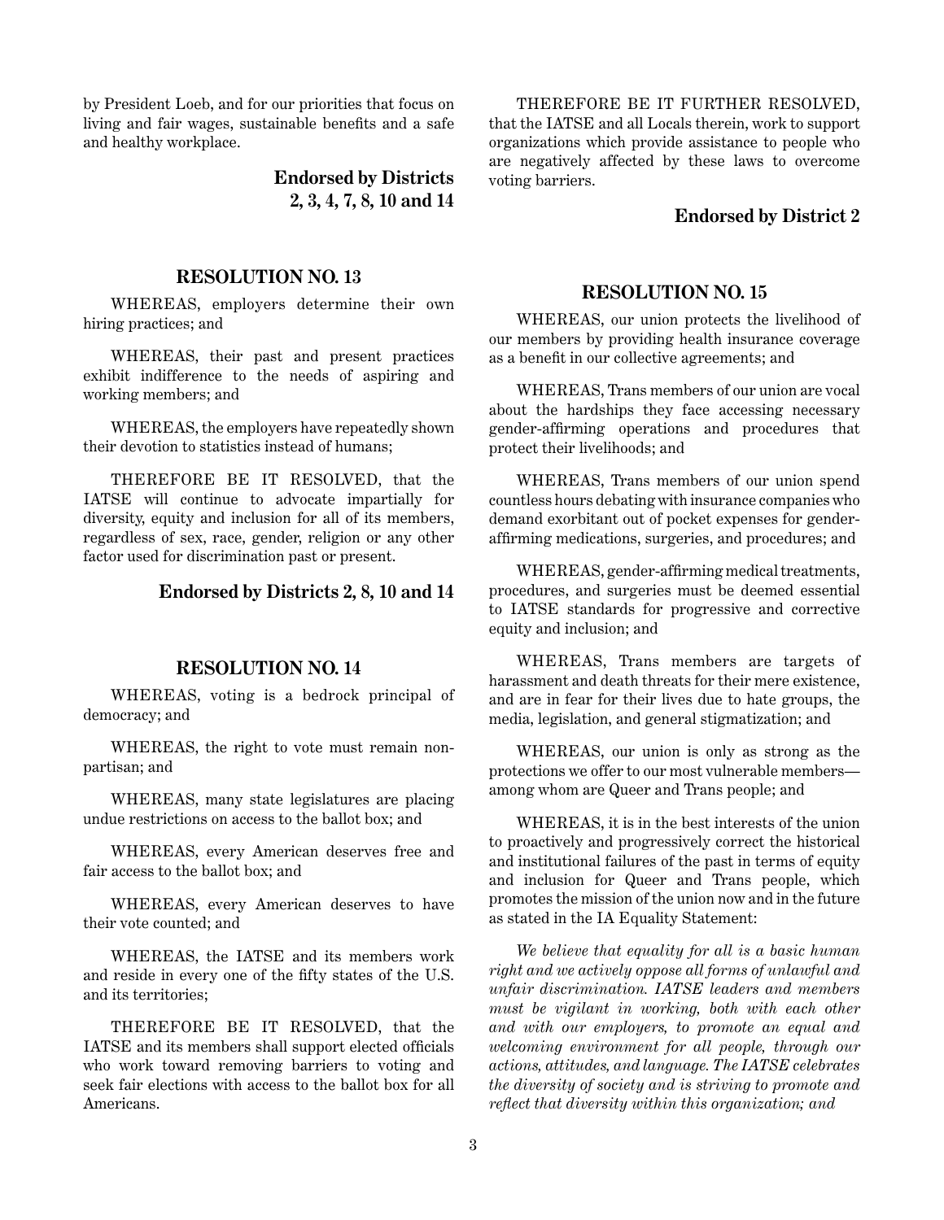by President Loeb, and for our priorities that focus on living and fair wages, sustainable benefits and a safe and healthy workplace.

**Endorsed by Districts 2, 3, 4, 7, 8, 10 and 14**

## RESOLUTION NO. 13

WHEREAS, employers determine their own hiring practices; and

WHEREAS, their past and present practices exhibit indifference to the needs of aspiring and working members; and

WHEREAS, the employers have repeatedly shown their devotion to statistics instead of humans;

THEREFORE BE IT RESOLVED, that the IATSE will continue to advocate impartially for diversity, equity and inclusion for all of its members, regardless of sex, race, gender, religion or any other factor used for discrimination past or present.

**Endorsed by Districts 2, 8, 10 and 14**

## RESOLUTION NO. 14

WHEREAS, voting is a bedrock principal of democracy; and

WHEREAS, the right to vote must remain non-partisan; and

WHEREAS, many state legislatures are placing undue restrictions on access to the ballot box; and

WHEREAS, every American deserves free and fair access to the ballot box; and

WHEREAS, every American deserves to have their vote counted; and

WHEREAS, the IATSE and its members work and reside in every one of the fifty states of the U.S. and its territories;

THEREFORE BE IT RESOLVED, that the IATSE and its members shall support elected officials who work toward removing barriers to voting and seek fair elections with access to the ballot box for all Americans.

THEREFORE BE IT FURTHER RESOLVED, that the IATSE and all Locals therein, work to support organizations which provide assistance to people who are negatively affected by these laws to overcome voting barriers.

**Endorsed by District 2**

## RESOLUTION NO. 15

WHEREAS, our union protects the livelihood of our members by providing health insurance coverage as a benefit in our collective agreements; and

WHEREAS, Trans members of our union are vocal about the hardships they face accessing necessary gender-affirming operations and procedures that protect their livelihoods; and

WHEREAS, Trans members of our union spend countless hours debating with insurance companies who demand exorbitant out of pocket expenses for gender-affirming medications, surgeries, and procedures; and

WHEREAS, gender-affirming medical treatments, procedures, and surgeries must be deemed essential to IATSE standards for progressive and corrective equity and inclusion; and

WHEREAS, Trans members are targets of harassment and death threats for their mere existence, and are in fear for their lives due to hate groups, the media, legislation, and general stigmatization; and

WHEREAS, our union is only as strong as the protections we offer to our most vulnerable members—among whom are Queer and Trans people; and

WHEREAS, it is in the best interests of the union to proactively and progressively correct the historical and institutional failures of the past in terms of equity and inclusion for Queer and Trans people, which promotes the mission of the union now and in the future as stated in the IA Equality Statement:

*We believe that equality for all is a basic human right and we actively oppose all forms of unlawful and unfair discrimination. IATSE leaders and members must be vigilant in working, both with each other and with our employers, to promote an equal and welcoming environment for all people, through our actions, attitudes, and language. The IATSE celebrates the diversity of society and is striving to promote and reflect that diversity within this organization; and*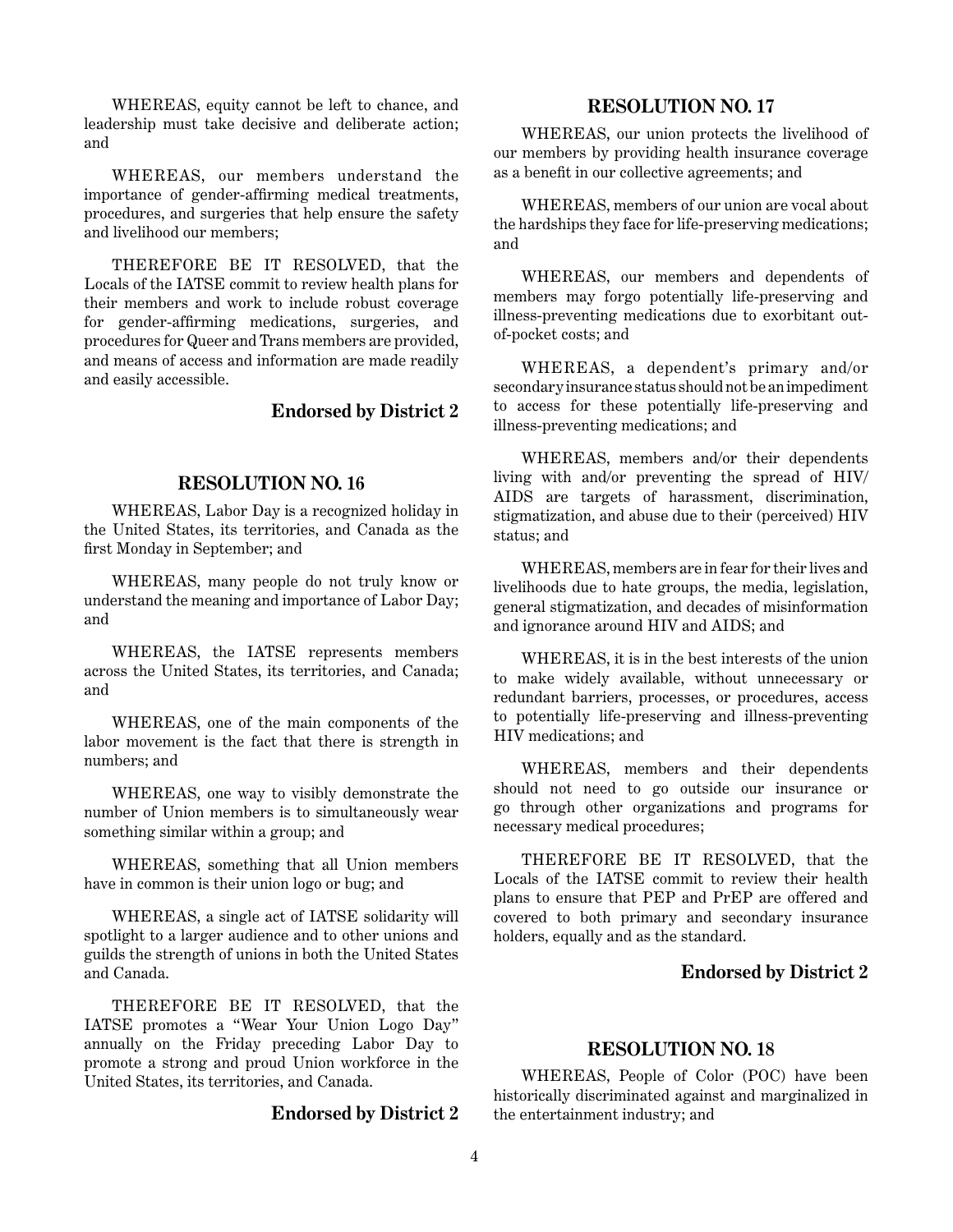WHEREAS, equity cannot be left to chance, and leadership must take decisive and deliberate action; and

WHEREAS, our members understand the importance of gender-affirming medical treatments, procedures, and surgeries that help ensure the safety and livelihood our members;

THEREFORE BE IT RESOLVED, that the Locals of the IATSE commit to review health plans for their members and work to include robust coverage for gender-affirming medications, surgeries, and procedures for Queer and Trans members are provided, and means of access and information are made readily and easily accessible.

**Endorsed by District 2**

## RESOLUTION NO. 16

WHEREAS, Labor Day is a recognized holiday in the United States, its territories, and Canada as the first Monday in September; and

WHEREAS, many people do not truly know or understand the meaning and importance of Labor Day; and

WHEREAS, the IATSE represents members across the United States, its territories, and Canada; and

WHEREAS, one of the main components of the labor movement is the fact that there is strength in numbers; and

WHEREAS, one way to visibly demonstrate the number of Union members is to simultaneously wear something similar within a group; and

WHEREAS, something that all Union members have in common is their union logo or bug; and

WHEREAS, a single act of IATSE solidarity will spotlight to a larger audience and to other unions and guilds the strength of unions in both the United States and Canada.

THEREFORE BE IT RESOLVED, that the IATSE promotes a "Wear Your Union Logo Day" annually on the Friday preceding Labor Day to promote a strong and proud Union workforce in the United States, its territories, and Canada.

**Endorsed by District 2**

## RESOLUTION NO. 17

WHEREAS, our union protects the livelihood of our members by providing health insurance coverage as a benefit in our collective agreements; and

WHEREAS, members of our union are vocal about the hardships they face for life-preserving medications; and

WHEREAS, our members and dependents of members may forgo potentially life-preserving and illness-preventing medications due to exorbitant out-of-pocket costs; and

WHEREAS, a dependent's primary and/or secondary insurance status should not be an impediment to access for these potentially life-preserving and illness-preventing medications; and

WHEREAS, members and/or their dependents living with and/or preventing the spread of HIV/AIDS are targets of harassment, discrimination, stigmatization, and abuse due to their (perceived) HIV status; and

WHEREAS, members are in fear for their lives and livelihoods due to hate groups, the media, legislation, general stigmatization, and decades of misinformation and ignorance around HIV and AIDS; and

WHEREAS, it is in the best interests of the union to make widely available, without unnecessary or redundant barriers, processes, or procedures, access to potentially life-preserving and illness-preventing HIV medications; and

WHEREAS, members and their dependents should not need to go outside our insurance or go through other organizations and programs for necessary medical procedures;

THEREFORE BE IT RESOLVED, that the Locals of the IATSE commit to review their health plans to ensure that PEP and PrEP are offered and covered to both primary and secondary insurance holders, equally and as the standard.

**Endorsed by District 2**

## RESOLUTION NO. 18

WHEREAS, People of Color (POC) have been historically discriminated against and marginalized in the entertainment industry; and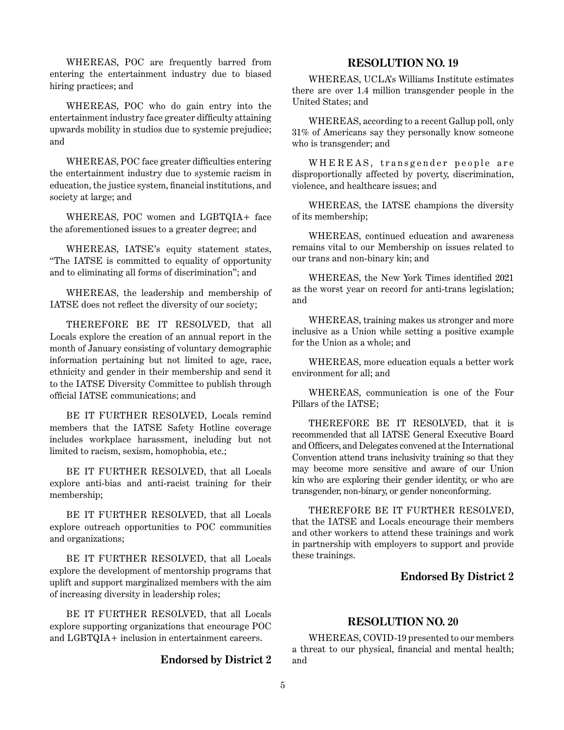WHEREAS, POC are frequently barred from entering the entertainment industry due to biased hiring practices; and

WHEREAS, POC who do gain entry into the entertainment industry face greater difficulty attaining upwards mobility in studios due to systemic prejudice; and

WHEREAS, POC face greater difficulties entering the entertainment industry due to systemic racism in education, the justice system, financial institutions, and society at large; and

WHEREAS, POC women and LGBTQIA+ face the aforementioned issues to a greater degree; and

WHEREAS, IATSE's equity statement states, "The IATSE is committed to equality of opportunity and to eliminating all forms of discrimination"; and

WHEREAS, the leadership and membership of IATSE does not reflect the diversity of our society;

THEREFORE BE IT RESOLVED, that all Locals explore the creation of an annual report in the month of January consisting of voluntary demographic information pertaining but not limited to age, race, ethnicity and gender in their membership and send it to the IATSE Diversity Committee to publish through official IATSE communications; and

BE IT FURTHER RESOLVED, Locals remind members that the IATSE Safety Hotline coverage includes workplace harassment, including but not limited to racism, sexism, homophobia, etc.;

BE IT FURTHER RESOLVED, that all Locals explore anti-bias and anti-racist training for their membership;

BE IT FURTHER RESOLVED, that all Locals explore outreach opportunities to POC communities and organizations;

BE IT FURTHER RESOLVED, that all Locals explore the development of mentorship programs that uplift and support marginalized members with the aim of increasing diversity in leadership roles;

BE IT FURTHER RESOLVED, that all Locals explore supporting organizations that encourage POC and LGBTQIA+ inclusion in entertainment careers.

**Endorsed by District 2**

## RESOLUTION NO. 19

WHEREAS, UCLA's Williams Institute estimates there are over 1.4 million transgender people in the United States; and

WHEREAS, according to a recent Gallup poll, only 31% of Americans say they personally know someone who is transgender; and

WHEREAS, transgender people are disproportionally affected by poverty, discrimination, violence, and healthcare issues; and

WHEREAS, the IATSE champions the diversity of its membership;

WHEREAS, continued education and awareness remains vital to our Membership on issues related to our trans and non-binary kin; and

WHEREAS, the New York Times identified 2021 as the worst year on record for anti-trans legislation; and

WHEREAS, training makes us stronger and more inclusive as a Union while setting a positive example for the Union as a whole; and

WHEREAS, more education equals a better work environment for all; and

WHEREAS, communication is one of the Four Pillars of the IATSE;

THEREFORE BE IT RESOLVED, that it is recommended that all IATSE General Executive Board and Officers, and Delegates convened at the International Convention attend trans inclusivity training so that they may become more sensitive and aware of our Union kin who are exploring their gender identity, or who are transgender, non-binary, or gender nonconforming.

THEREFORE BE IT FURTHER RESOLVED, that the IATSE and Locals encourage their members and other workers to attend these trainings and work in partnership with employers to support and provide these trainings.

**Endorsed By District 2**

## RESOLUTION NO. 20

WHEREAS, COVID-19 presented to our members a threat to our physical, financial and mental health; and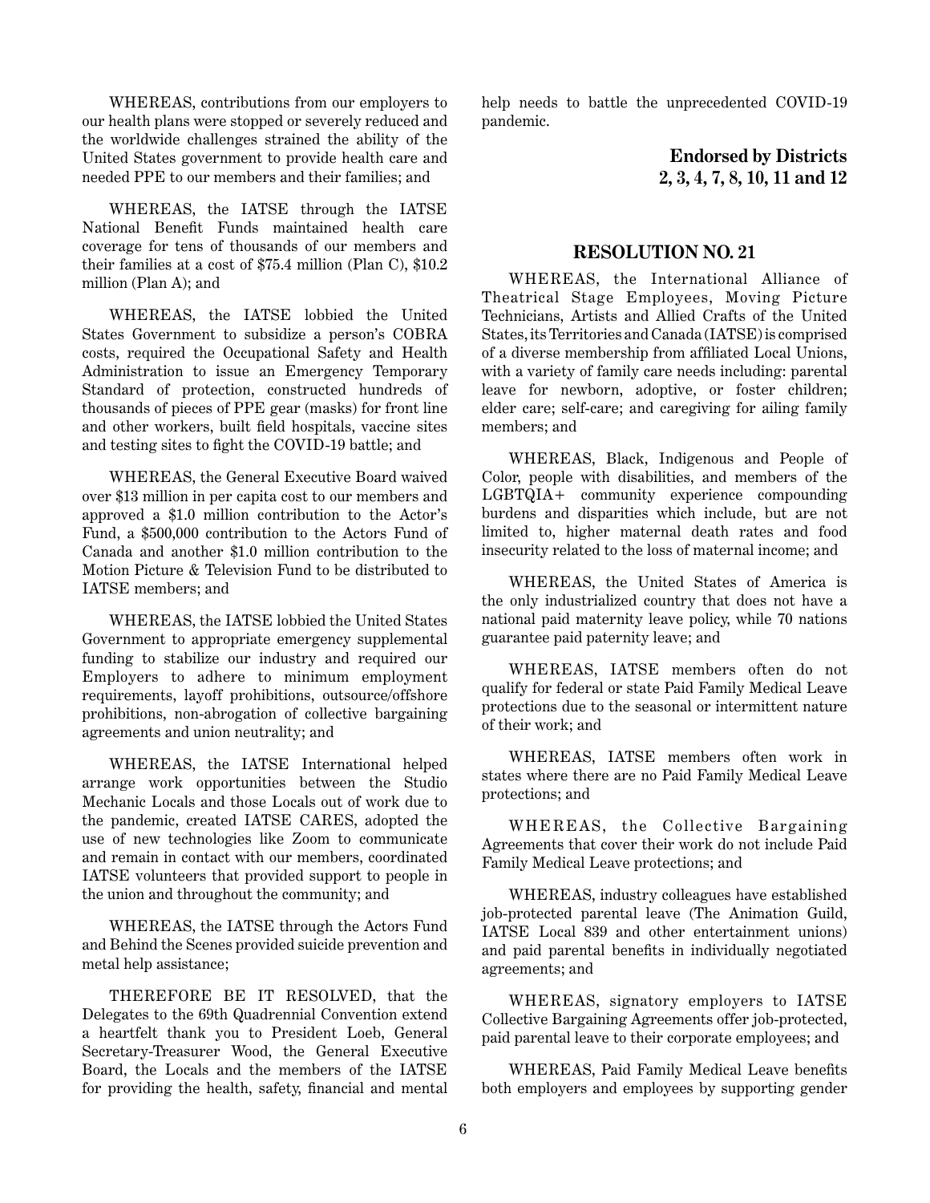WHEREAS, contributions from our employers to our health plans were stopped or severely reduced and the worldwide challenges strained the ability of the United States government to provide health care and needed PPE to our members and their families; and

WHEREAS, the IATSE through the IATSE National Benefit Funds maintained health care coverage for tens of thousands of our members and their families at a cost of $75.4 million (Plan C), $10.2 million (Plan A); and

WHEREAS, the IATSE lobbied the United States Government to subsidize a person's COBRA costs, required the Occupational Safety and Health Administration to issue an Emergency Temporary Standard of protection, constructed hundreds of thousands of pieces of PPE gear (masks) for front line and other workers, built field hospitals, vaccine sites and testing sites to fight the COVID-19 battle; and

WHEREAS, the General Executive Board waived over $13 million in per capita cost to our members and approved a $1.0 million contribution to the Actor's Fund, a $500,000 contribution to the Actors Fund of Canada and another $1.0 million contribution to the Motion Picture & Television Fund to be distributed to IATSE members; and

WHEREAS, the IATSE lobbied the United States Government to appropriate emergency supplemental funding to stabilize our industry and required our Employers to adhere to minimum employment requirements, layoff prohibitions, outsource/offshore prohibitions, non-abrogation of collective bargaining agreements and union neutrality; and

WHEREAS, the IATSE International helped arrange work opportunities between the Studio Mechanic Locals and those Locals out of work due to the pandemic, created IATSE CARES, adopted the use of new technologies like Zoom to communicate and remain in contact with our members, coordinated IATSE volunteers that provided support to people in the union and throughout the community; and

WHEREAS, the IATSE through the Actors Fund and Behind the Scenes provided suicide prevention and metal help assistance;

THEREFORE BE IT RESOLVED, that the Delegates to the 69th Quadrennial Convention extend a heartfelt thank you to President Loeb, General Secretary-Treasurer Wood, the General Executive Board, the Locals and the members of the IATSE for providing the health, safety, financial and mental help needs to battle the unprecedented COVID-19 pandemic.

**Endorsed by Districts 2, 3, 4, 7, 8, 10, 11 and 12**

## RESOLUTION NO. 21

WHEREAS, the International Alliance of Theatrical Stage Employees, Moving Picture Technicians, Artists and Allied Crafts of the United States, its Territories and Canada (IATSE) is comprised of a diverse membership from affiliated Local Unions, with a variety of family care needs including: parental leave for newborn, adoptive, or foster children; elder care; self-care; and caregiving for ailing family members; and

WHEREAS, Black, Indigenous and People of Color, people with disabilities, and members of the LGBTQIA+ community experience compounding burdens and disparities which include, but are not limited to, higher maternal death rates and food insecurity related to the loss of maternal income; and

WHEREAS, the United States of America is the only industrialized country that does not have a national paid maternity leave policy, while 70 nations guarantee paid paternity leave; and

WHEREAS, IATSE members often do not qualify for federal or state Paid Family Medical Leave protections due to the seasonal or intermittent nature of their work; and

WHEREAS, IATSE members often work in states where there are no Paid Family Medical Leave protections; and

WHEREAS, the Collective Bargaining Agreements that cover their work do not include Paid Family Medical Leave protections; and

WHEREAS, industry colleagues have established job-protected parental leave (The Animation Guild, IATSE Local 839 and other entertainment unions) and paid parental benefits in individually negotiated agreements; and

WHEREAS, signatory employers to IATSE Collective Bargaining Agreements offer job-protected, paid parental leave to their corporate employees; and

WHEREAS, Paid Family Medical Leave benefits both employers and employees by supporting gender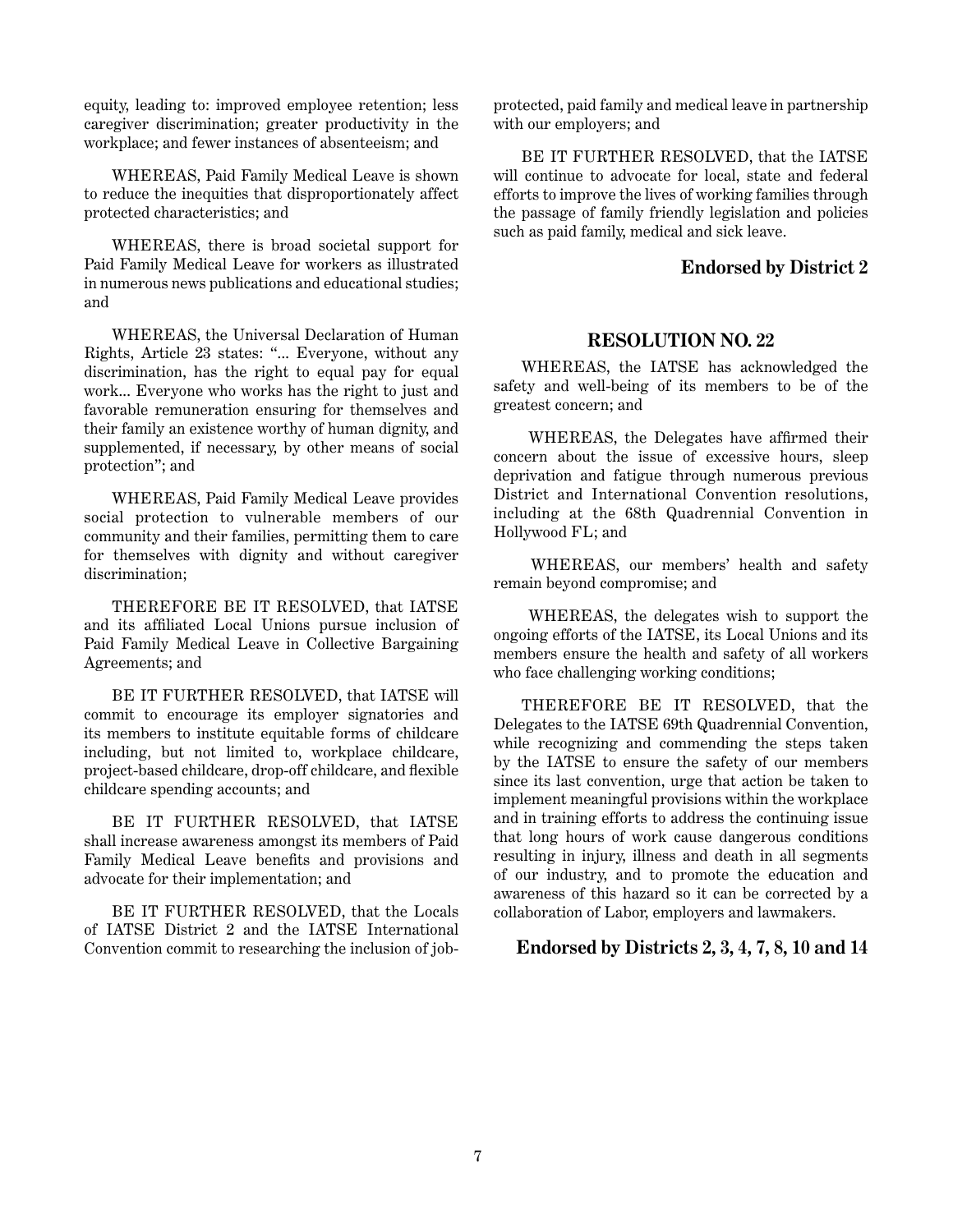equity, leading to: improved employee retention; less caregiver discrimination; greater productivity in the workplace; and fewer instances of absenteeism; and

WHEREAS, Paid Family Medical Leave is shown to reduce the inequities that disproportionately affect protected characteristics; and

WHEREAS, there is broad societal support for Paid Family Medical Leave for workers as illustrated in numerous news publications and educational studies; and

WHEREAS, the Universal Declaration of Human Rights, Article 23 states: "... Everyone, without any discrimination, has the right to equal pay for equal work... Everyone who works has the right to just and favorable remuneration ensuring for themselves and their family an existence worthy of human dignity, and supplemented, if necessary, by other means of social protection"; and

WHEREAS, Paid Family Medical Leave provides social protection to vulnerable members of our community and their families, permitting them to care for themselves with dignity and without caregiver discrimination;

THEREFORE BE IT RESOLVED, that IATSE and its affiliated Local Unions pursue inclusion of Paid Family Medical Leave in Collective Bargaining Agreements; and

BE IT FURTHER RESOLVED, that IATSE will commit to encourage its employer signatories and its members to institute equitable forms of childcare including, but not limited to, workplace childcare, project-based childcare, drop-off childcare, and flexible childcare spending accounts; and

BE IT FURTHER RESOLVED, that IATSE shall increase awareness amongst its members of Paid Family Medical Leave benefits and provisions and advocate for their implementation; and

BE IT FURTHER RESOLVED, that the Locals of IATSE District 2 and the IATSE International Convention commit to researching the inclusion of job-protected, paid family and medical leave in partnership with our employers; and

BE IT FURTHER RESOLVED, that the IATSE will continue to advocate for local, state and federal efforts to improve the lives of working families through the passage of family friendly legislation and policies such as paid family, medical and sick leave.

**Endorsed by District 2**

## RESOLUTION NO. 22

WHEREAS, the IATSE has acknowledged the safety and well-being of its members to be of the greatest concern; and

WHEREAS, the Delegates have affirmed their concern about the issue of excessive hours, sleep deprivation and fatigue through numerous previous District and International Convention resolutions, including at the 68th Quadrennial Convention in Hollywood FL; and

WHEREAS, our members' health and safety remain beyond compromise; and

WHEREAS, the delegates wish to support the ongoing efforts of the IATSE, its Local Unions and its members ensure the health and safety of all workers who face challenging working conditions;

THEREFORE BE IT RESOLVED, that the Delegates to the IATSE 69th Quadrennial Convention, while recognizing and commending the steps taken by the IATSE to ensure the safety of our members since its last convention, urge that action be taken to implement meaningful provisions within the workplace and in training efforts to address the continuing issue that long hours of work cause dangerous conditions resulting in injury, illness and death in all segments of our industry, and to promote the education and awareness of this hazard so it can be corrected by a collaboration of Labor, employers and lawmakers.

**Endorsed by Districts 2, 3, 4, 7, 8, 10 and 14**